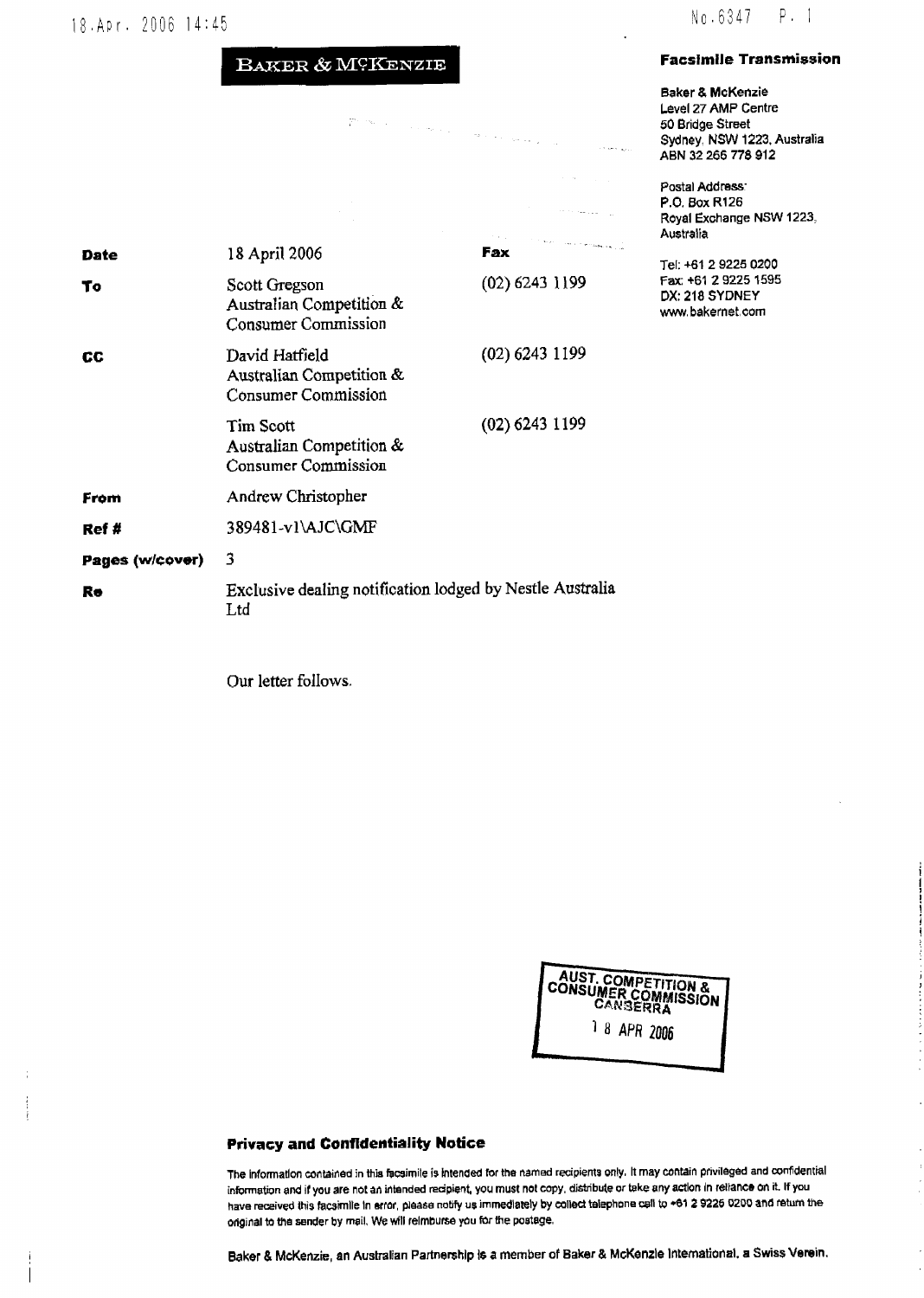**BAKER & McKENZIE**

**Facsimile Transmission**

Baker & McKenzie
Level 27 AMP Centre
50 Bridge Street
Sydney, NSW 1223, Australia
ABN 32 266 778 912

Postal Address:
P.O. Box R126
Royal Exchange NSW 1223,
Australia

Tel: +61 2 9225 0200
Fax: +61 2 9225 1595
DX: 218 SYDNEY
www.bakernet.com

| | | |
|---|---|---|
| **Date** | 18 April 2006 | **Fax** |
| **To** | Scott Gregson<br>Australian Competition & Consumer Commission | (02) 6243 1199 |
| **CC** | David Hatfield<br>Australian Competition & Consumer Commission | (02) 6243 1199 |
| | Tim Scott<br>Australian Competition & Consumer Commission | (02) 6243 1199 |
| **From** | Andrew Christopher | |
| **Ref #** | 389481-v1\AJC\GMF | |
| **Pages (w/cover)** | 3 | |
| **Re** | Exclusive dealing notification lodged by Nestle Australia Ltd | |

Our letter follows.

AUST. COMPETITION & CONSUMER COMMISSION CANBERRA
18 APR 2006

**Privacy and Confidentiality Notice**

The information contained in this facsimile is intended for the named recipients only. It may contain privileged and confidential information and if you are not an intended recipient, you must not copy, distribute or take any action in reliance on it. If you have received this facsimile in error, please notify us immediately by collect telephone call to +61 2 9225 0200 and return the original to the sender by mail. We will reimburse you for the postage.

Baker & McKenzie, an Australian Partnership is a member of Baker & McKenzie International, a Swiss Verein.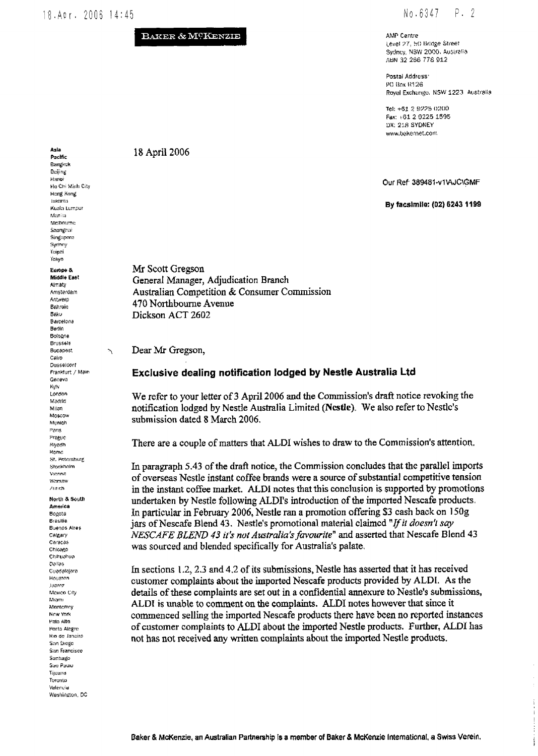**BAKER & McKENZIE**

AMP Centre
Level 27, 50 Bridge Street
Sydney, NSW 2000, Australia
ABN 32 266 778 912

Postal Address:
PO Box R126
Royal Exchange, NSW 1223 Australia

Tel: +61 2 9225 0200
Fax: +61 2 9225 1595
DX: 218 SYDNEY
www.bakernet.com

**Asia Pacific**
Bangkok
Beijing
Hanoi
Ho Chi Minh City
Hong Kong
Jakarta
Kuala Lumpur
Manila
Melbourne
Shanghai
Singapore
Sydney
Taipei
Tokyo

**Europe & Middle East**
Almaty
Amsterdam
Antwerp
Bahrain
Baku
Barcelona
Berlin
Bologna
Brussels
Budapest
Cairo
Dusseldorf
Frankfurt / Main
Geneva
Kyiv
London
Madrid
Milan
Moscow
Munich
Paris
Prague
Riyadh
Rome
St. Petersburg
Stockholm
Vienna
Warsaw
Zurich

**North & South America**
Bogota
Brasilia
Buenos Aires
Calgary
Caracas
Chicago
Chihuahua
Dallas
Guadalajara
Houston
Juarez
Mexico City
Miami
Monterrey
New York
Palo Alto
Porto Alegre
Rio de Janeiro
San Diego
San Francisco
Santiago
Sao Paulo
Tijuana
Toronto
Valencia
Washington, DC

18 April 2006

Our Ref: 389481-v1\AJC\GMF

**By facsimile: (02) 6243 1199**

Mr Scott Gregson
General Manager, Adjudication Branch
Australian Competition & Consumer Commission
470 Northbourne Avenue
Dickson ACT 2602

Dear Mr Gregson,

**Exclusive dealing notification lodged by Nestle Australia Ltd**

We refer to your letter of 3 April 2006 and the Commission's draft notice revoking the notification lodged by Nestle Australia Limited (**Nestle**). We also refer to Nestle's submission dated 8 March 2006.

There are a couple of matters that ALDI wishes to draw to the Commission's attention.

In paragraph 5.43 of the draft notice, the Commission concludes that the parallel imports of overseas Nestle instant coffee brands were a source of substantial competitive tension in the instant coffee market. ALDI notes that this conclusion is supported by promotions undertaken by Nestle following ALDI's introduction of the imported Nescafe products. In particular in February 2006, Nestle ran a promotion offering $3 cash back on 150g jars of Nescafe Blend 43. Nestle's promotional material claimed "*If it doesn't say NESCAFE BLEND 43 it's not Australia's favourite*" and asserted that Nescafe Blend 43 was sourced and blended specifically for Australia's palate.

In sections 1.2, 2.3 and 4.2 of its submissions, Nestle has asserted that it has received customer complaints about the imported Nescafe products provided by ALDI. As the details of these complaints are set out in a confidential annexure to Nestle's submissions, ALDI is unable to comment on the complaints. ALDI notes however that since it commenced selling the imported Nescafe products there have been no reported instances of customer complaints to ALDI about the imported Nestle products. Further, ALDI has not has not received any written complaints about the imported Nestle products.

Baker & McKenzie, an Australian Partnership is a member of Baker & McKenzie International, a Swiss Verein.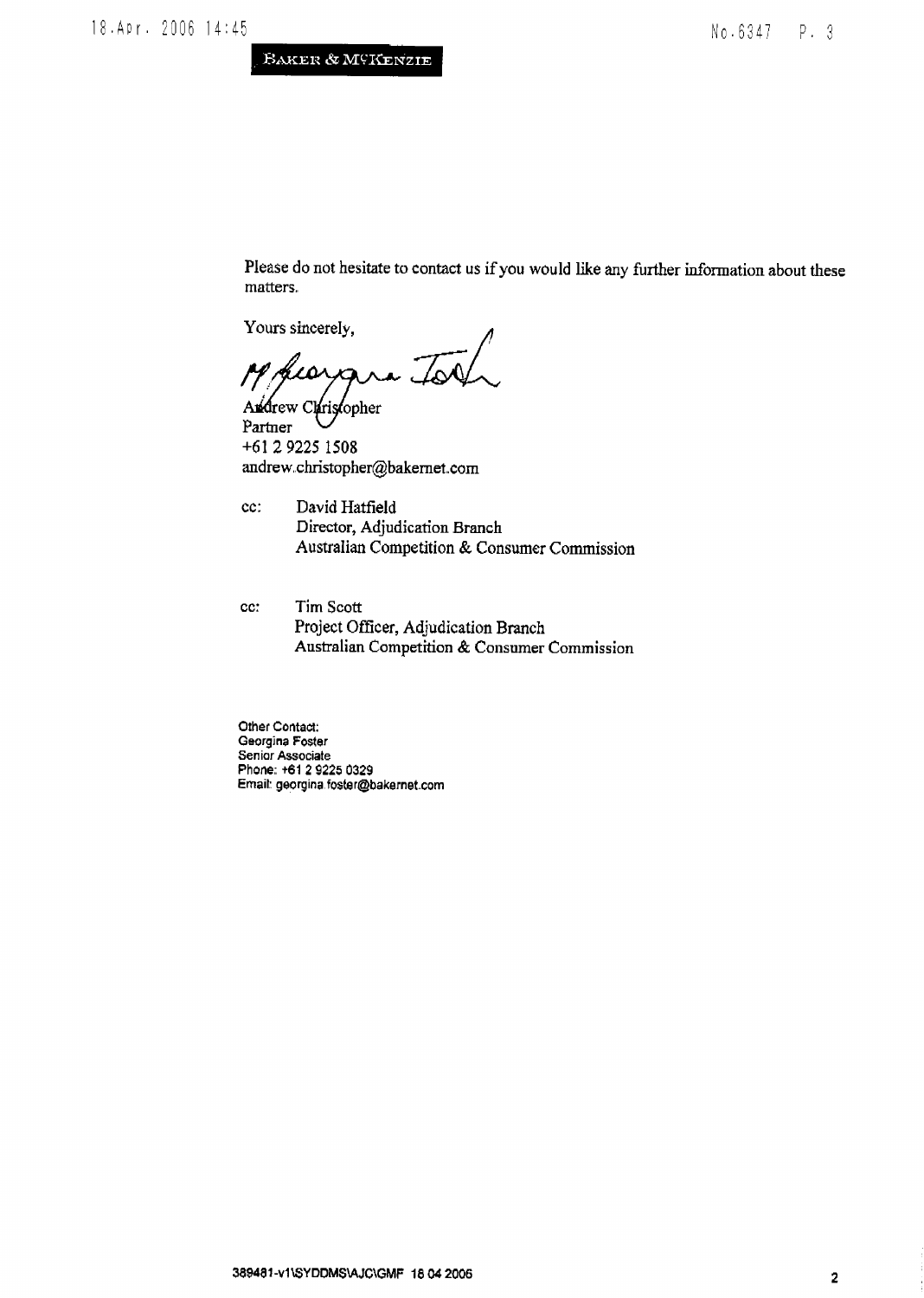Please do not hesitate to contact us if you would like any further information about these matters.

Yours sincerely,

Andrew Christopher
Partner
+61 2 9225 1508
andrew.christopher@bakernet.com

cc: David Hatfield
Director, Adjudication Branch
Australian Competition & Consumer Commission

cc: Tim Scott
Project Officer, Adjudication Branch
Australian Competition & Consumer Commission

Other Contact:
Georgina Foster
Senior Associate
Phone: +61 2 9225 0329
Email: georgina.foster@bakernet.com

389481-v1\SYDDMS\AJC\GMF 18 04 2006